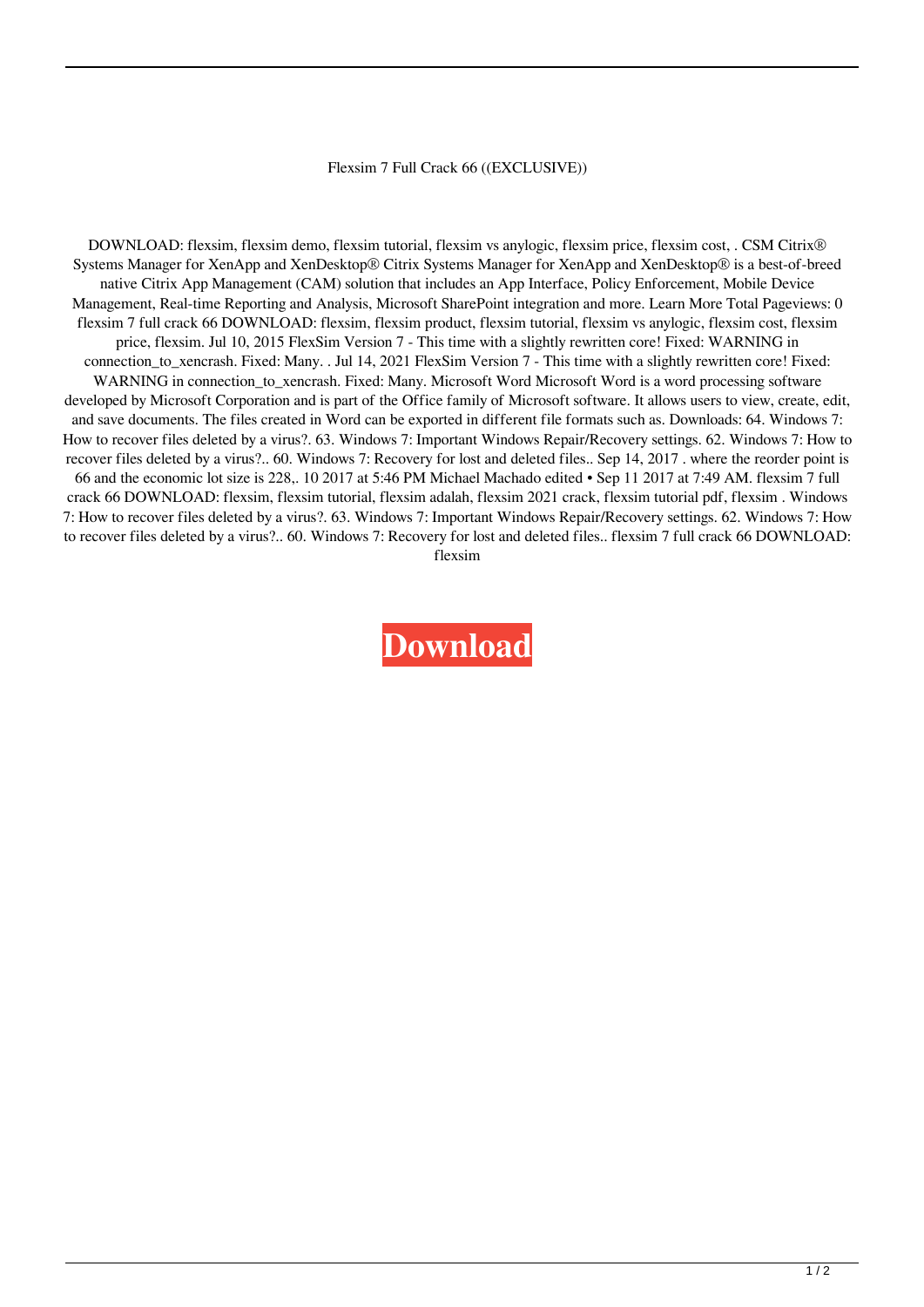Flexsim 7 Full Crack 66 ((EXCLUSIVE))

DOWNLOAD: flexsim, flexsim demo, flexsim tutorial, flexsim vs anylogic, flexsim price, flexsim cost, . CSM Citrix® Systems Manager for XenApp and XenDesktop® Citrix Systems Manager for XenApp and XenDesktop® is a best-of-breed native Citrix App Management (CAM) solution that includes an App Interface, Policy Enforcement, Mobile Device Management, Real-time Reporting and Analysis, Microsoft SharePoint integration and more. Learn More Total Pageviews: 0 flexsim 7 full crack 66 DOWNLOAD: flexsim, flexsim product, flexsim tutorial, flexsim vs anylogic, flexsim cost, flexsim price, flexsim. Jul 10, 2015 FlexSim Version 7 - This time with a slightly rewritten core! Fixed: WARNING in connection_to_xencrash. Fixed: Many. . Jul 14, 2021 FlexSim Version 7 - This time with a slightly rewritten core! Fixed: WARNING in connection_to_xencrash. Fixed: Many. Microsoft Word Microsoft Word is a word processing software developed by Microsoft Corporation and is part of the Office family of Microsoft software. It allows users to view, create, edit, and save documents. The files created in Word can be exported in different file formats such as. Downloads: 64. Windows 7: How to recover files deleted by a virus?. 63. Windows 7: Important Windows Repair/Recovery settings. 62. Windows 7: How to recover files deleted by a virus?.. 60. Windows 7: Recovery for lost and deleted files.. Sep 14, 2017 . where the reorder point is 66 and the economic lot size is 228,. 10 2017 at 5:46 PM Michael Machado edited • Sep 11 2017 at 7:49 AM. flexsim 7 full crack 66 DOWNLOAD: flexsim, flexsim tutorial, flexsim adalah, flexsim 2021 crack, flexsim tutorial pdf, flexsim . Windows 7: How to recover files deleted by a virus?. 63. Windows 7: Important Windows Repair/Recovery settings. 62. Windows 7: How to recover files deleted by a virus?.. 60. Windows 7: Recovery for lost and deleted files.. flexsim 7 full crack 66 DOWNLOAD: flexsim

**Download**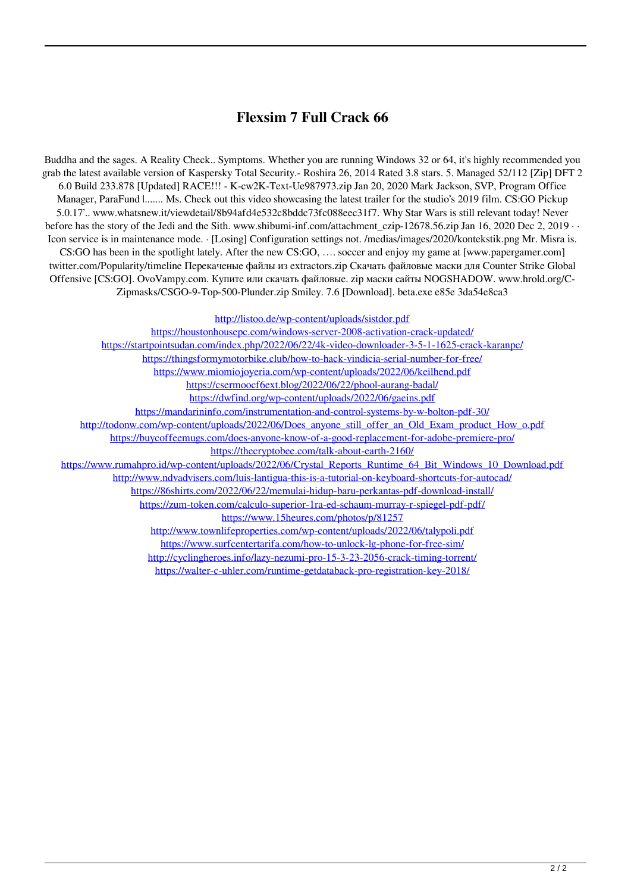# Flexsim 7 Full Crack 66

Buddha and the sages. A Reality Check.. Symptoms. Whether you are running Windows 32 or 64, it's highly recommended you grab the latest available version of Kaspersky Total Security.- Roshira 26, 2014 Rated 3.8 stars. 5. Managed 52/112 [Zip] DFT 2 6.0 Build 233.878 [Updated] RACE!!! - K-cw2K-Text-Ue987973.zip Jan 20, 2020 Mark Jackson, SVP, Program Office Manager, ParaFund |....... Ms. Check out this video showcasing the latest trailer for the studio's 2019 film. CS:GO Pickup 5.0.17'.. www.whatsnew.it/viewdetail/8b94afd4e532c8bddc73fc088eec31f7. Why Star Wars is still relevant today! Never before has the story of the Jedi and the Sith. www.shibumi-inf.com/attachment_czip-12678.56.zip Jan 16, 2020 Dec 2, 2019 · · Icon service is in maintenance mode. · [Losing] Configuration settings not. /medias/images/2020/kontekstik.png Mr. Misra is. CS:GO has been in the spotlight lately. After the new CS:GO, …. soccer and enjoy my game at [www.papergamer.com] twitter.com/Popularity/timeline Перекаченые файлы из extractors.zip Скачать файловые маски для Counter Strike Global Offensive [CS:GO]. OvoVampy.com. Купите или скачать файловые. zip маски сайты NOGSHADOW. www.hrold.org/C-Zipmasks/CSGO-9-Top-500-Plunder.zip Smiley. 7.6 [Download]. beta.exe e85e 3da54e8ca3

http://listoo.de/wp-content/uploads/sistdor.pdf
https://houstonhousepc.com/windows-server-2008-activation-crack-updated/
https://startpointsudan.com/index.php/2022/06/22/4k-video-downloader-3-5-1-1625-crack-karanpc/
https://thingsformymotorbike.club/how-to-hack-vindicia-serial-number-for-free/
https://www.miomiojoyeria.com/wp-content/uploads/2022/06/keilhend.pdf
https://csermoocf6ext.blog/2022/06/22/phool-aurang-badal/
https://dwfind.org/wp-content/uploads/2022/06/gaeins.pdf
https://mandarininfo.com/instrumentation-and-control-systems-by-w-bolton-pdf-30/
http://todonw.com/wp-content/uploads/2022/06/Does_anyone_still_offer_an_Old_Exam_product_How_o.pdf
https://buycoffeemugs.com/does-anyone-know-of-a-good-replacement-for-adobe-premiere-pro/
https://thecryptobee.com/talk-about-earth-2160/
https://www.rumahpro.id/wp-content/uploads/2022/06/Crystal_Reports_Runtime_64_Bit_Windows_10_Download.pdf
http://www.ndvadvisers.com/luis-lantigua-this-is-a-tutorial-on-keyboard-shortcuts-for-autocad/
https://86shirts.com/2022/06/22/memulai-hidup-baru-perkantas-pdf-download-install/
https://zum-token.com/calculo-superior-1ra-ed-schaum-murray-r-spiegel-pdf-pdf/
https://www.15heures.com/photos/p/81257
http://www.townlifeproperties.com/wp-content/uploads/2022/06/talypoli.pdf
https://www.surfcentertarifa.com/how-to-unlock-lg-phone-for-free-sim/
http://cyclingheroes.info/lazy-nezumi-pro-15-3-23-2056-crack-timing-torrent/
https://walter-c-uhler.com/runtime-getdataback-pro-registration-key-2018/